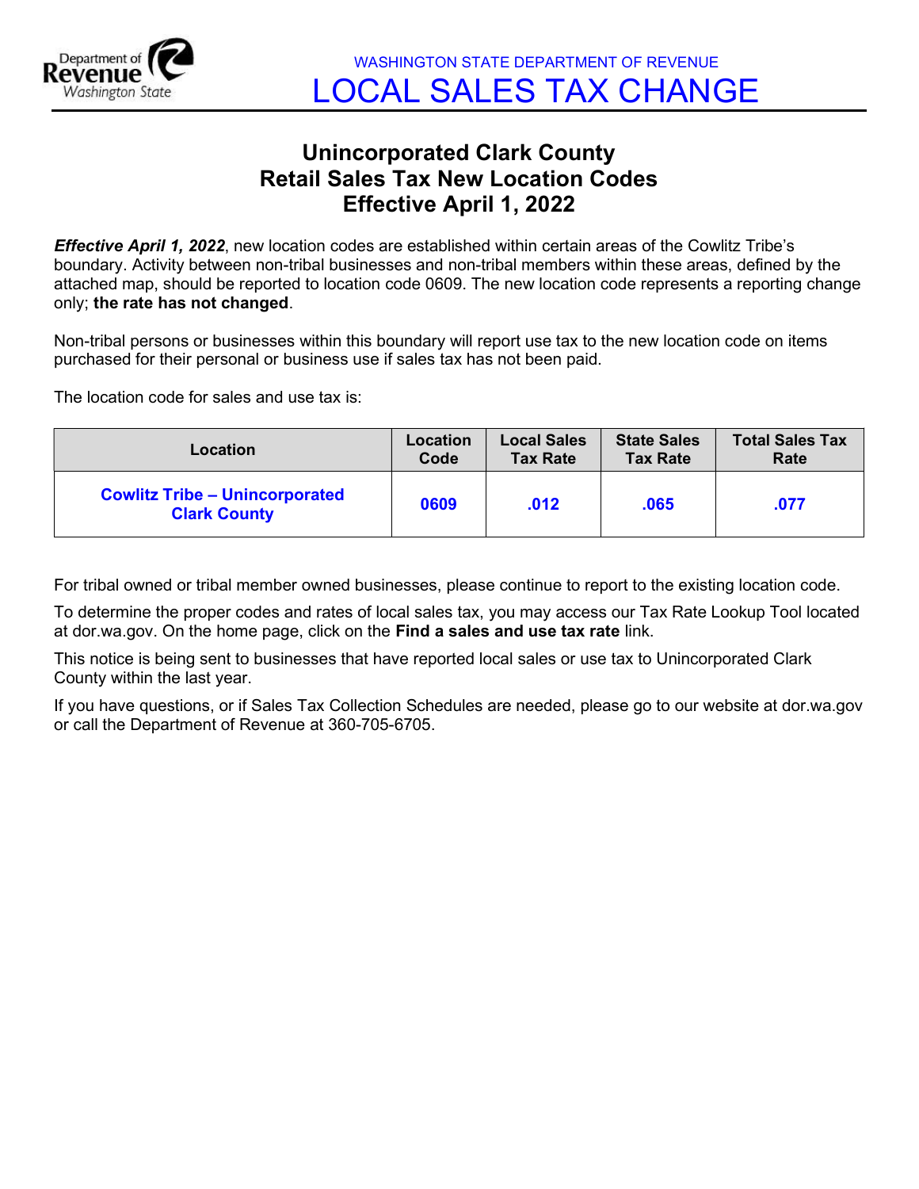WASHINGTON STATE DEPARTMENT OF REVENUE

# LOCAL SALES TAX CHANGE

## Unincorporated Clark County
## Retail Sales Tax New Location Codes
## Effective April 1, 2022

***Effective April 1, 2022***, new location codes are established within certain areas of the Cowlitz Tribe's boundary. Activity between non-tribal businesses and non-tribal members within these areas, defined by the attached map, should be reported to location code 0609. The new location code represents a reporting change only; **the rate has not changed**.

Non-tribal persons or businesses within this boundary will report use tax to the new location code on items purchased for their personal or business use if sales tax has not been paid.

The location code for sales and use tax is:

| Location | Location Code | Local Sales Tax Rate | State Sales Tax Rate | Total Sales Tax Rate |
|---|---|---|---|---|
| **Cowlitz Tribe – Unincorporated Clark County** | **0609** | **.012** | **.065** | **.077** |

For tribal owned or tribal member owned businesses, please continue to report to the existing location code.

To determine the proper codes and rates of local sales tax, you may access our Tax Rate Lookup Tool located at dor.wa.gov. On the home page, click on the **Find a sales and use tax rate** link.

This notice is being sent to businesses that have reported local sales or use tax to Unincorporated Clark County within the last year.

If you have questions, or if Sales Tax Collection Schedules are needed, please go to our website at dor.wa.gov or call the Department of Revenue at 360-705-6705.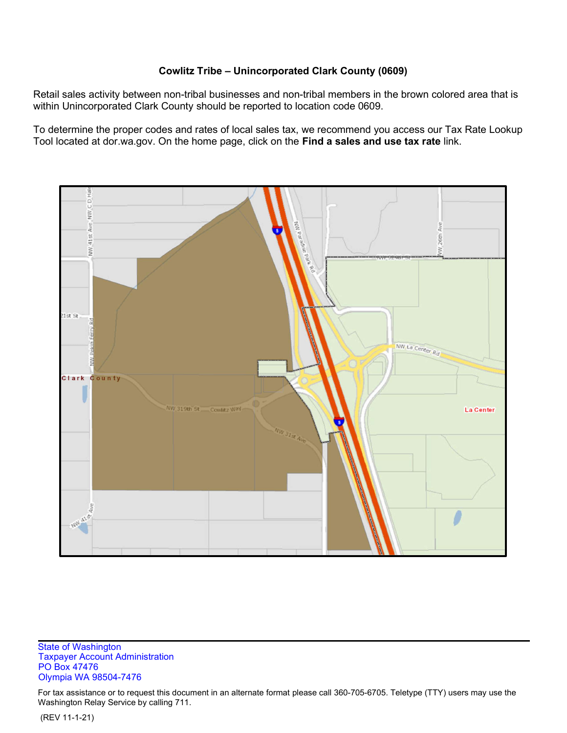**Cowlitz Tribe – Unincorporated Clark County (0609)**

Retail sales activity between non-tribal businesses and non-tribal members in the brown colored area that is within Unincorporated Clark County should be reported to location code 0609.

To determine the proper codes and rates of local sales tax, we recommend you access our Tax Rate Lookup Tool located at dor.wa.gov. On the home page, click on the **Find a sales and use tax rate** link.

NW 41st Ave, NW C D Hale
NW Paradise Park Rd
NW 26th Ave
NW 324th St
21st St
NW Pekin Ferry Rd
NW La Center Rd
Clark County
NW 319th St
Cowlitz Way
NW 31st Ave
La Center
NW 41st Ave

State of Washington
Taxpayer Account Administration
PO Box 47476
Olympia WA 98504-7476

For tax assistance or to request this document in an alternate format please call 360-705-6705. Teletype (TTY) users may use the Washington Relay Service by calling 711.

(REV 11-1-21)